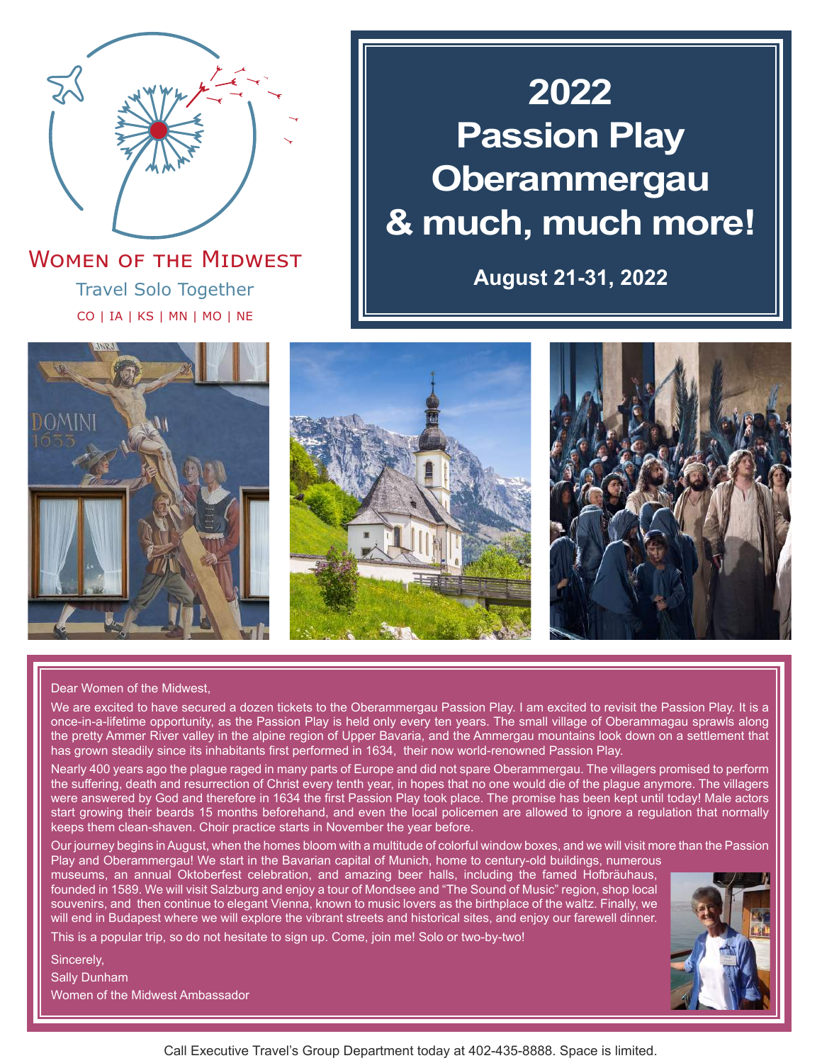Women of the Midwest

Travel Solo Together

CO | IA | KS | MN | MO | NE

# 2022 Passion Play Oberammergau & much, much more!

**August 21-31, 2022**

Dear Women of the Midwest,

We are excited to have secured a dozen tickets to the Oberammergau Passion Play. I am excited to revisit the Passion Play. It is a once-in-a-lifetime opportunity, as the Passion Play is held only every ten years. The small village of Oberammagau sprawls along the pretty Ammer River valley in the alpine region of Upper Bavaria, and the Ammergau mountains look down on a settlement that has grown steadily since its inhabitants first performed in 1634, their now world-renowned Passion Play.

Nearly 400 years ago the plague raged in many parts of Europe and did not spare Oberammergau. The villagers promised to perform the suffering, death and resurrection of Christ every tenth year, in hopes that no one would die of the plague anymore. The villagers were answered by God and therefore in 1634 the first Passion Play took place. The promise has been kept until today! Male actors start growing their beards 15 months beforehand, and even the local policemen are allowed to ignore a regulation that normally keeps them clean-shaven. Choir practice starts in November the year before.

Our journey begins in August, when the homes bloom with a multitude of colorful window boxes, and we will visit more than the Passion Play and Oberammergau! We start in the Bavarian capital of Munich, home to century-old buildings, numerous museums, an annual Oktoberfest celebration, and amazing beer halls, including the famed Hofbräuhaus, founded in 1589. We will visit Salzburg and enjoy a tour of Mondsee and "The Sound of Music" region, shop local souvenirs, and then continue to elegant Vienna, known to music lovers as the birthplace of the waltz. Finally, we will end in Budapest where we will explore the vibrant streets and historical sites, and enjoy our farewell dinner.

This is a popular trip, so do not hesitate to sign up. Come, join me! Solo or two-by-two!

Sincerely,

Sally Dunham

Women of the Midwest Ambassador

Call Executive Travel's Group Department today at 402-435-8888. Space is limited.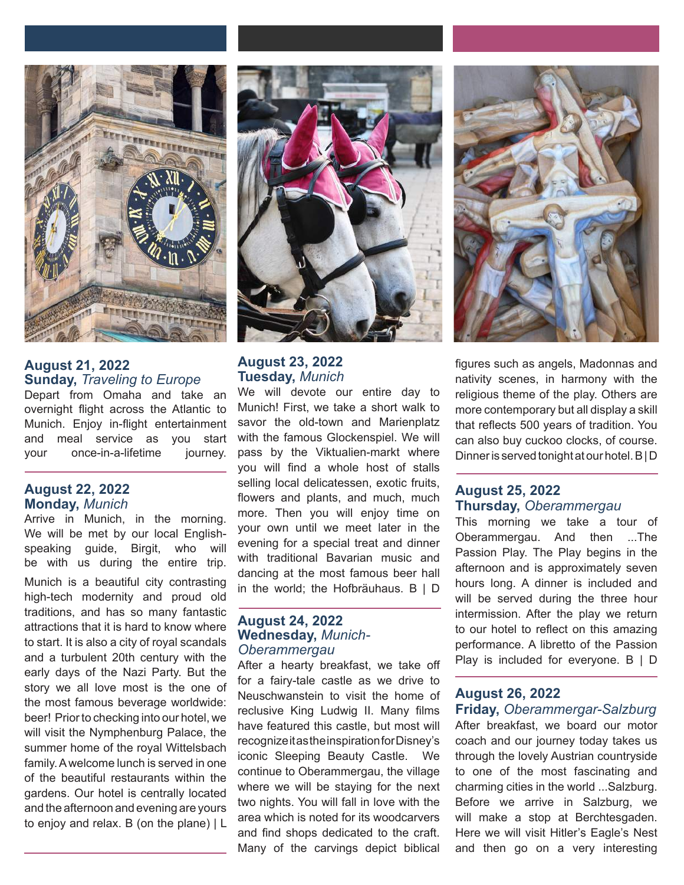## August 21, 2022
**Sunday,** *Traveling to Europe*

Depart from Omaha and take an overnight flight across the Atlantic to Munich. Enjoy in-flight entertainment and meal service as you start your once-in-a-lifetime journey.

## August 22, 2022
**Monday,** *Munich*

Arrive in Munich, in the morning. We will be met by our local English-speaking guide, Birgit, who will be with us during the entire trip.

Munich is a beautiful city contrasting high-tech modernity and proud old traditions, and has so many fantastic attractions that it is hard to know where to start. It is also a city of royal scandals and a turbulent 20th century with the early days of the Nazi Party. But the story we all love most is the one of the most famous beverage worldwide: beer! Prior to checking into our hotel, we will visit the Nymphenburg Palace, the summer home of the royal Wittelsbach family. A welcome lunch is served in one of the beautiful restaurants within the gardens. Our hotel is centrally located and the afternoon and evening are yours to enjoy and relax. B (on the plane) | L

## August 23, 2022
**Tuesday,** *Munich*

We will devote our entire day to Munich! First, we take a short walk to savor the old-town and Marienplatz with the famous Glockenspiel. We will pass by the Viktualien-markt where you will find a whole host of stalls selling local delicatessen, exotic fruits, flowers and plants, and much, much more. Then you will enjoy time on your own until we meet later in the evening for a special treat and dinner with traditional Bavarian music and dancing at the most famous beer hall in the world; the Hofbräuhaus. B | D

## August 24, 2022
**Wednesday,** *Munich-Oberammergau*

After a hearty breakfast, we take off for a fairy-tale castle as we drive to Neuschwanstein to visit the home of reclusive King Ludwig II. Many films have featured this castle, but most will recognize it as the inspiration for Disney's iconic Sleeping Beauty Castle. We continue to Oberammergau, the village where we will be staying for the next two nights. You will fall in love with the area which is noted for its woodcarvers and find shops dedicated to the craft. Many of the carvings depict biblical figures such as angels, Madonnas and nativity scenes, in harmony with the religious theme of the play. Others are more contemporary but all display a skill that reflects 500 years of tradition. You can also buy cuckoo clocks, of course. Dinner is served tonight at our hotel. B | D

## August 25, 2022
**Thursday,** *Oberammergau*

This morning we take a tour of Oberammergau. And then ...The Passion Play. The Play begins in the afternoon and is approximately seven hours long. A dinner is included and will be served during the three hour intermission. After the play we return to our hotel to reflect on this amazing performance. A libretto of the Passion Play is included for everyone. B | D

## August 26, 2022
**Friday,** *Oberammergar-Salzburg*

After breakfast, we board our motor coach and our journey today takes us through the lovely Austrian countryside to one of the most fascinating and charming cities in the world ...Salzburg. Before we arrive in Salzburg, we will make a stop at Berchtesgaden. Here we will visit Hitler's Eagle's Nest and then go on a very interesting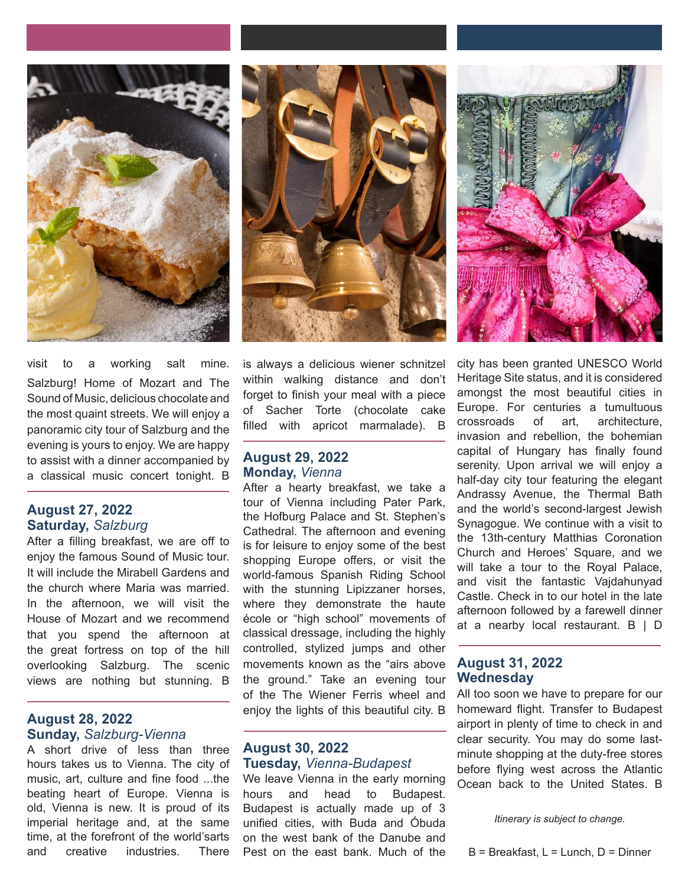visit to a working salt mine. Salzburg! Home of Mozart and The Sound of Music, delicious chocolate and the most quaint streets. We will enjoy a panoramic city tour of Salzburg and the evening is yours to enjoy. We are happy to assist with a dinner accompanied by a classical music concert tonight. B

### August 27, 2022
### Saturday, *Salzburg*

After a filling breakfast, we are off to enjoy the famous Sound of Music tour. It will include the Mirabell Gardens and the church where Maria was married. In the afternoon, we will visit the House of Mozart and we recommend that you spend the afternoon at the great fortress on top of the hill overlooking Salzburg. The scenic views are nothing but stunning. B

### August 28, 2022
### Sunday, *Salzburg-Vienna*

A short drive of less than three hours takes us to Vienna. The city of music, art, culture and fine food ...the beating heart of Europe. Vienna is old, Vienna is new. It is proud of its imperial heritage and, at the same time, at the forefront of the world'sarts and creative industries. There is always a delicious wiener schnitzel within walking distance and don't forget to finish your meal with a piece of Sacher Torte (chocolate cake filled with apricot marmalade). B

### August 29, 2022
### Monday, *Vienna*

After a hearty breakfast, we take a tour of Vienna including Pater Park, the Hofburg Palace and St. Stephen's Cathedral. The afternoon and evening is for leisure to enjoy some of the best shopping Europe offers, or visit the world-famous Spanish Riding School with the stunning Lipizzaner horses, where they demonstrate the haute école or "high school" movements of classical dressage, including the highly controlled, stylized jumps and other movements known as the "airs above the ground." Take an evening tour of the The Wiener Ferris wheel and enjoy the lights of this beautiful city. B

### August 30, 2022
### Tuesday, *Vienna-Budapest*

We leave Vienna in the early morning hours and head to Budapest. Budapest is actually made up of 3 unified cities, with Buda and Óbuda on the west bank of the Danube and Pest on the east bank. Much of the city has been granted UNESCO World Heritage Site status, and it is considered amongst the most beautiful cities in Europe. For centuries a tumultuous crossroads of art, architecture, invasion and rebellion, the bohemian capital of Hungary has finally found serenity. Upon arrival we will enjoy a half-day city tour featuring the elegant Andrassy Avenue, the Thermal Bath and the world's second-largest Jewish Synagogue. We continue with a visit to the 13th-century Matthias Coronation Church and Heroes' Square, and we will take a tour to the Royal Palace, and visit the fantastic Vajdahunyad Castle. Check in to our hotel in the late afternoon followed by a farewell dinner at a nearby local restaurant. B | D

### August 31, 2022
### Wednesday

All too soon we have to prepare for our homeward flight. Transfer to Budapest airport in plenty of time to check in and clear security. You may do some last-minute shopping at the duty-free stores before flying west across the Atlantic Ocean back to the United States. B

*Itinerary is subject to change.*

B = Breakfast, L = Lunch, D = Dinner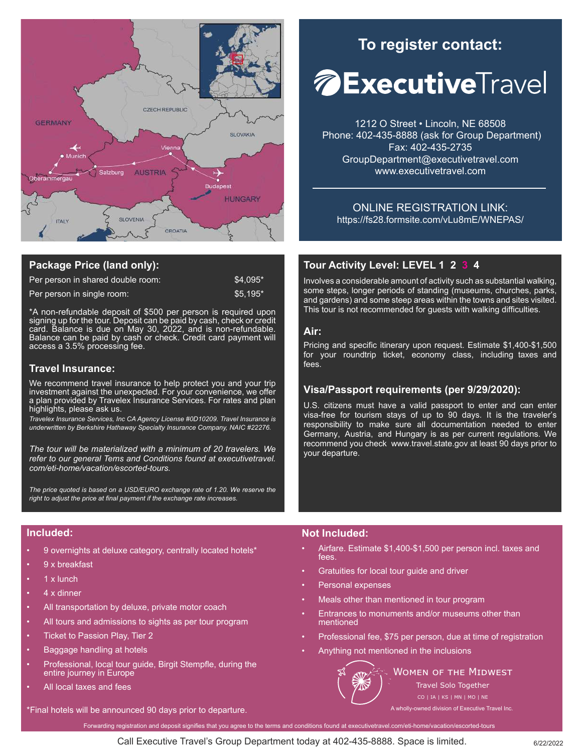CZECH REPUBLIC
GERMANY
SLOVAKIA
Vienna
Munich
Salzburg
AUSTRIA
Oberammergau
Budapest
HUNGARY
ITALY
SLOVENIA
CROATIA

## To register contact:

**ExecutiveTravel**

1212 O Street • Lincoln, NE 68508
Phone: 402-435-8888 (ask for Group Department)
Fax: 402-435-2735
GroupDepartment@executivetravel.com
www.executivetravel.com

ONLINE REGISTRATION LINK:
https://fs28.formsite.com/vLu8mE/WNEPAS/

## Package Price (land only):

| | |
|---|---|
| Per person in shared double room: | $4,095* |
| Per person in single room: | $5,195* |

*A non-refundable deposit of $500 per person is required upon signing up for the tour. Deposit can be paid by cash, check or credit card. Balance is due on May 30, 2022, and is non-refundable. Balance can be paid by cash or check. Credit card payment will access a 3.5% processing fee.

## Travel Insurance:

We recommend travel insurance to help protect you and your trip investment against the unexpected. For your convenience, we offer a plan provided by Travelex Insurance Services. For rates and plan highlights, please ask us.

*Travelex Insurance Services, Inc CA Agency License #0D10209. Travel Insurance is underwritten by Berkshire Hathaway Specialty Insurance Company, NAIC #22276.*

*The tour will be materialized with a minimum of 20 travelers. We refer to our general Tems and Conditions found at executivetravel.com/eti-home/vacation/escorted-tours.*

*The price quoted is based on a USD/EURO exchange rate of 1.20. We reserve the right to adjust the price at final payment if the exchange rate increases.*

## Tour Activity Level: LEVEL 1 2 3 4

Involves a considerable amount of activity such as substantial walking, some steps, longer periods of standing (museums, churches, parks, and gardens) and some steep areas within the towns and sites visited. This tour is not recommended for guests with walking difficulties.

## Air:

Pricing and specific itinerary upon request. Estimate $1,400-$1,500 for your roundtrip ticket, economy class, including taxes and fees.

## Visa/Passport requirements (per 9/29/2020):

U.S. citizens must have a valid passport to enter and can enter visa-free for tourism stays of up to 90 days. It is the traveler's responsibility to make sure all documentation needed to enter Germany, Austria, and Hungary is as per current regulations. We recommend you check www.travel.state.gov at least 90 days prior to your departure.

## Included:

- 9 overnights at deluxe category, centrally located hotels*
- 9 x breakfast
- 1 x lunch
- 4 x dinner
- All transportation by deluxe, private motor coach
- All tours and admissions to sights as per tour program
- Ticket to Passion Play, Tier 2
- Baggage handling at hotels
- Professional, local tour guide, Birgit Stempfle, during the entire journey in Europe
- All local taxes and fees

*Final hotels will be announced 90 days prior to departure.

## Not Included:

- Airfare. Estimate $1,400-$1,500 per person incl. taxes and fees.
- Gratuities for local tour guide and driver
- Personal expenses
- Meals other than mentioned in tour program
- Entrances to monuments and/or museums other than mentioned
- Professional fee, $75 per person, due at time of registration
- Anything not mentioned in the inclusions

WOMEN OF THE MIDWEST
Travel Solo Together
CO | IA | KS | MN | MO | NE
A wholly-owned division of Executive Travel Inc.

Forwarding registration and deposit signifies that you agree to the terms and conditions found at executivetravel.com/eti-home/vacation/escorted-tours

Call Executive Travel's Group Department today at 402-435-8888. Space is limited.

6/22/2022